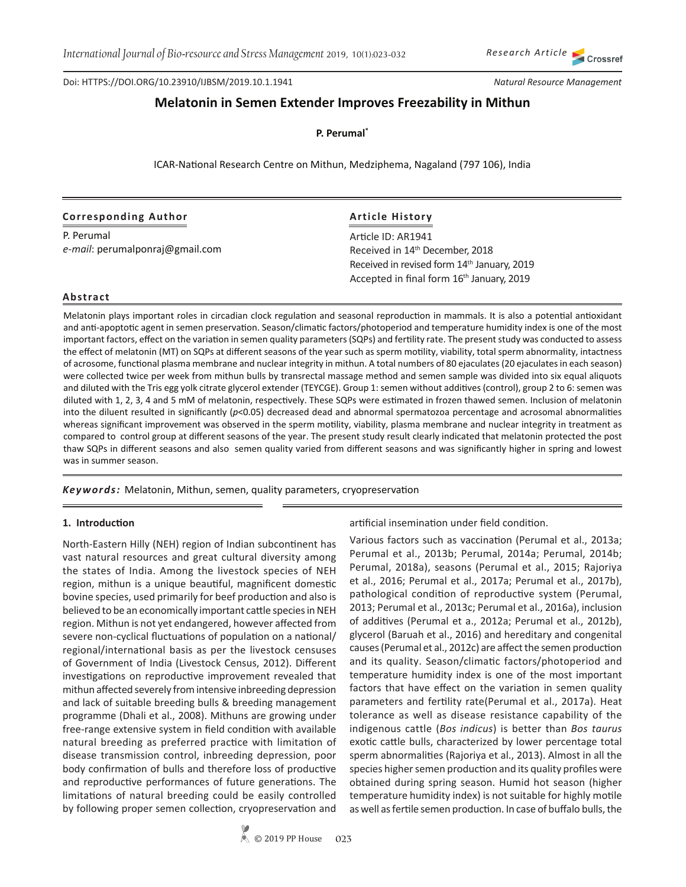Research Article

Doi: HTTPS://DOI.ORG/10.23910/IJBSM/2019.10.1.1941

Natural Resource Management

# Melatonin in Semen Extender Improves Freezability in Mithun

**P. Perumal***

ICAR-National Research Centre on Mithun, Medziphema, Nagaland (797 106), India

**Corresponding Author**

P. Perumal
*e-mail*: perumalponraj@gmail.com

**Article History**

Article ID: AR1941
Received in 14th December, 2018
Received in revised form 14th January, 2019
Accepted in final form 16th January, 2019

**Abstract**

Melatonin plays important roles in circadian clock regulation and seasonal reproduction in mammals. It is also a potential antioxidant and anti-apoptotic agent in semen preservation. Season/climatic factors/photoperiod and temperature humidity index is one of the most important factors, effect on the variation in semen quality parameters (SQPs) and fertility rate. The present study was conducted to assess the effect of melatonin (MT) on SQPs at different seasons of the year such as sperm motility, viability, total sperm abnormality, intactness of acrosome, functional plasma membrane and nuclear integrity in mithun. A total numbers of 80 ejaculates (20 ejaculates in each season) were collected twice per week from mithun bulls by transrectal massage method and semen sample was divided into six equal aliquots and diluted with the Tris egg yolk citrate glycerol extender (TEYCGE). Group 1: semen without additives (control), group 2 to 6: semen was diluted with 1, 2, 3, 4 and 5 mM of melatonin, respectively. These SQPs were estimated in frozen thawed semen. Inclusion of melatonin into the diluent resulted in significantly ($p<0.05$) decreased dead and abnormal spermatozoa percentage and acrosomal abnormalities whereas significant improvement was observed in the sperm motility, viability, plasma membrane and nuclear integrity in treatment as compared to control group at different seasons of the year. The present study result clearly indicated that melatonin protected the post thaw SQPs in different seasons and also semen quality varied from different seasons and was significantly higher in spring and lowest was in summer season.

***Keywords:*** Melatonin, Mithun, semen, quality parameters, cryopreservation

## 1. Introduction

North-Eastern Hilly (NEH) region of Indian subcontinent has vast natural resources and great cultural diversity among the states of India. Among the livestock species of NEH region, mithun is a unique beautiful, magnificent domestic bovine species, used primarily for beef production and also is believed to be an economically important cattle species in NEH region. Mithun is not yet endangered, however affected from severe non-cyclical fluctuations of population on a national/regional/international basis as per the livestock censuses of Government of India (Livestock Census, 2012). Different investigations on reproductive improvement revealed that mithun affected severely from intensive inbreeding depression and lack of suitable breeding bulls & breeding management programme (Dhali et al., 2008). Mithuns are growing under free-range extensive system in field condition with available natural breeding as preferred practice with limitation of disease transmission control, inbreeding depression, poor body confirmation of bulls and therefore loss of productive and reproductive performances of future generations. The limitations of natural breeding could be easily controlled by following proper semen collection, cryopreservation and artificial insemination under field condition.

Various factors such as vaccination (Perumal et al., 2013a; Perumal et al., 2013b; Perumal, 2014a; Perumal, 2014b; Perumal, 2018a), seasons (Perumal et al., 2015; Rajoriya et al., 2016; Perumal et al., 2017a; Perumal et al., 2017b), pathological condition of reproductive system (Perumal, 2013; Perumal et al., 2013c; Perumal et al., 2016a), inclusion of additives (Perumal et a., 2012a; Perumal et al., 2012b), glycerol (Baruah et al., 2016) and hereditary and congenital causes (Perumal et al., 2012c) are affect the semen production and its quality. Season/climatic factors/photoperiod and temperature humidity index is one of the most important factors that have effect on the variation in semen quality parameters and fertility rate(Perumal et al., 2017a). Heat tolerance as well as disease resistance capability of the indigenous cattle (*Bos indicus*) is better than *Bos taurus* exotic cattle bulls, characterized by lower percentage total sperm abnormalities (Rajoriya et al., 2013). Almost in all the species higher semen production and its quality profiles were obtained during spring season. Humid hot season (higher temperature humidity index) is not suitable for highly motile as well as fertile semen production. In case of buffalo bulls, the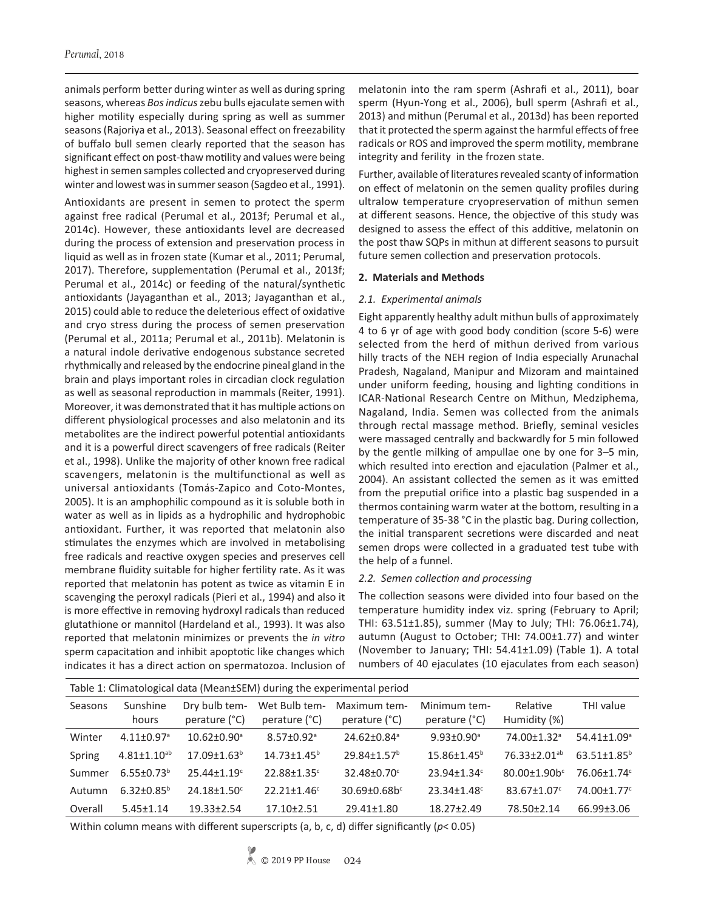animals perform better during winter as well as during spring seasons, whereas *Bos indicus* zebu bulls ejaculate semen with higher motility especially during spring as well as summer seasons (Rajoriya et al., 2013). Seasonal effect on freezability of buffalo bull semen clearly reported that the season has significant effect on post-thaw motility and values were being highest in semen samples collected and cryopreserved during winter and lowest was in summer season (Sagdeo et al., 1991).

Antioxidants are present in semen to protect the sperm against free radical (Perumal et al., 2013f; Perumal et al., 2014c). However, these antioxidants level are decreased during the process of extension and preservation process in liquid as well as in frozen state (Kumar et al., 2011; Perumal, 2017). Therefore, supplementation (Perumal et al., 2013f; Perumal et al., 2014c) or feeding of the natural/synthetic antioxidants (Jayaganthan et al., 2013; Jayaganthan et al., 2015) could able to reduce the deleterious effect of oxidative and cryo stress during the process of semen preservation (Perumal et al., 2011a; Perumal et al., 2011b). Melatonin is a natural indole derivative endogenous substance secreted rhythmically and released by the endocrine pineal gland in the brain and plays important roles in circadian clock regulation as well as seasonal reproduction in mammals (Reiter, 1991). Moreover, it was demonstrated that it has multiple actions on different physiological processes and also melatonin and its metabolites are the indirect powerful potential antioxidants and it is a powerful direct scavengers of free radicals (Reiter et al., 1998). Unlike the majority of other known free radical scavengers, melatonin is the multifunctional as well as universal antioxidants (Tomás-Zapico and Coto-Montes, 2005). It is an amphophilic compound as it is soluble both in water as well as in lipids as a hydrophilic and hydrophobic antioxidant. Further, it was reported that melatonin also stimulates the enzymes which are involved in metabolising free radicals and reactive oxygen species and preserves cell membrane fluidity suitable for higher fertility rate. As it was reported that melatonin has potent as twice as vitamin E in scavenging the peroxyl radicals (Pieri et al., 1994) and also it is more effective in removing hydroxyl radicals than reduced glutathione or mannitol (Hardeland et al., 1993). It was also reported that melatonin minimizes or prevents the *in vitro* sperm capacitation and inhibit apoptotic like changes which indicates it has a direct action on spermatozoa. Inclusion of melatonin into the ram sperm (Ashrafi et al., 2011), boar sperm (Hyun-Yong et al., 2006), bull sperm (Ashrafi et al., 2013) and mithun (Perumal et al., 2013d) has been reported that it protected the sperm against the harmful effects of free radicals or ROS and improved the sperm motility, membrane integrity and ferility in the frozen state.

Further, available of literatures revealed scanty of information on effect of melatonin on the semen quality profiles during ultralow temperature cryopreservation of mithun semen at different seasons. Hence, the objective of this study was designed to assess the effect of this additive, melatonin on the post thaw SQPs in mithun at different seasons to pursuit future semen collection and preservation protocols.

## 2. Materials and Methods

### 2.1. Experimental animals

Eight apparently healthy adult mithun bulls of approximately 4 to 6 yr of age with good body condition (score 5-6) were selected from the herd of mithun derived from various hilly tracts of the NEH region of India especially Arunachal Pradesh, Nagaland, Manipur and Mizoram and maintained under uniform feeding, housing and lighting conditions in ICAR-National Research Centre on Mithun, Medziphema, Nagaland, India. Semen was collected from the animals through rectal massage method. Briefly, seminal vesicles were massaged centrally and backwardly for 5 min followed by the gentle milking of ampullae one by one for 3–5 min, which resulted into erection and ejaculation (Palmer et al., 2004). An assistant collected the semen as it was emitted from the preputial orifice into a plastic bag suspended in a thermos containing warm water at the bottom, resulting in a temperature of 35-38 °C in the plastic bag. During collection, the initial transparent secretions were discarded and neat semen drops were collected in a graduated test tube with the help of a funnel.

### 2.2. Semen collection and processing

The collection seasons were divided into four based on the temperature humidity index viz. spring (February to April; THI: 63.51±1.85), summer (May to July; THI: 76.06±1.74), autumn (August to October; THI: 74.00±1.77) and winter (November to January; THI: 54.41±1.09) (Table 1). A total numbers of 40 ejaculates (10 ejaculates from each season)

Table 1: Climatological data (Mean±SEM) during the experimental period

| Seasons | Sunshine hours | Dry bulb temperature (°C) | Wet Bulb temperature (°C) | Maximum temperature (°C) | Minimum temperature (°C) | Relative Humidity (%) | THI value |
|---|---|---|---|---|---|---|---|
| Winter | 4.11±0.97[a] | 10.62±0.90[a] | 8.57±0.92[a] | 24.62±0.84[a] | 9.93±0.90[a] | 74.00±1.32[a] | 54.41±1.09[a] |
| Spring | 4.81±1.10[ab] | 17.09±1.63[b] | 14.73±1.45[b] | 29.84±1.57[b] | 15.86±1.45[b] | 76.33±2.01[ab] | 63.51±1.85[b] |
| Summer | 6.55±0.73[b] | 25.44±1.19[c] | 22.88±1.35[c] | 32.48±0.70[c] | 23.94±1.34[c] | 80.00±1.90b[c] | 76.06±1.74[c] |
| Autumn | 6.32±0.85[b] | 24.18±1.50[c] | 22.21±1.46[c] | 30.69±0.68b[c] | 23.34±1.48[c] | 83.67±1.07[c] | 74.00±1.77[c] |
| Overall | 5.45±1.14 | 19.33±2.54 | 17.10±2.51 | 29.41±1.80 | 18.27±2.49 | 78.50±2.14 | 66.99±3.06 |

Within column means with different superscripts (a, b, c, d) differ significantly ($p$< 0.05)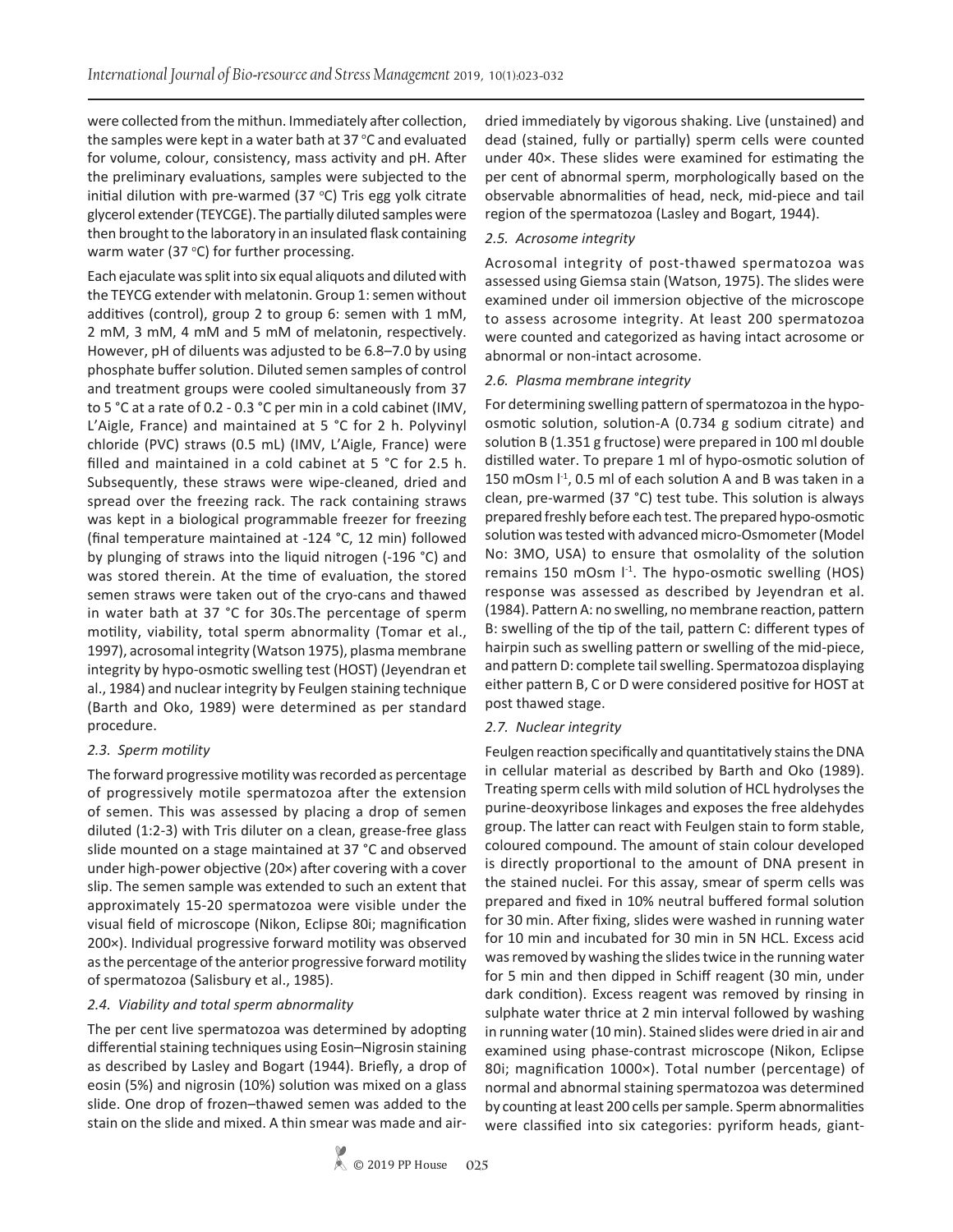were collected from the mithun. Immediately after collection, the samples were kept in a water bath at 37 °C and evaluated for volume, colour, consistency, mass activity and pH. After the preliminary evaluations, samples were subjected to the initial dilution with pre-warmed (37 °C) Tris egg yolk citrate glycerol extender (TEYCGE). The partially diluted samples were then brought to the laboratory in an insulated flask containing warm water (37 °C) for further processing.

Each ejaculate was split into six equal aliquots and diluted with the TEYCG extender with melatonin. Group 1: semen without additives (control), group 2 to group 6: semen with 1 mM, 2 mM, 3 mM, 4 mM and 5 mM of melatonin, respectively. However, pH of diluents was adjusted to be 6.8–7.0 by using phosphate buffer solution. Diluted semen samples of control and treatment groups were cooled simultaneously from 37 to 5 °C at a rate of 0.2 - 0.3 °C per min in a cold cabinet (IMV, L'Aigle, France) and maintained at 5 °C for 2 h. Polyvinyl chloride (PVC) straws (0.5 mL) (IMV, L'Aigle, France) were filled and maintained in a cold cabinet at 5 °C for 2.5 h. Subsequently, these straws were wipe-cleaned, dried and spread over the freezing rack. The rack containing straws was kept in a biological programmable freezer for freezing (final temperature maintained at -124 °C, 12 min) followed by plunging of straws into the liquid nitrogen (-196 °C) and was stored therein. At the time of evaluation, the stored semen straws were taken out of the cryo-cans and thawed in water bath at 37 °C for 30s.The percentage of sperm motility, viability, total sperm abnormality (Tomar et al., 1997), acrosomal integrity (Watson 1975), plasma membrane integrity by hypo-osmotic swelling test (HOST) (Jeyendran et al., 1984) and nuclear integrity by Feulgen staining technique (Barth and Oko, 1989) were determined as per standard procedure.

### *2.3. Sperm motility*

The forward progressive motility was recorded as percentage of progressively motile spermatozoa after the extension of semen. This was assessed by placing a drop of semen diluted (1:2-3) with Tris diluter on a clean, grease-free glass slide mounted on a stage maintained at 37 °C and observed under high-power objective (20×) after covering with a cover slip. The semen sample was extended to such an extent that approximately 15-20 spermatozoa were visible under the visual field of microscope (Nikon, Eclipse 80i; magnification 200×). Individual progressive forward motility was observed as the percentage of the anterior progressive forward motility of spermatozoa (Salisbury et al., 1985).

### *2.4. Viability and total sperm abnormality*

The per cent live spermatozoa was determined by adopting differential staining techniques using Eosin–Nigrosin staining as described by Lasley and Bogart (1944). Briefly, a drop of eosin (5%) and nigrosin (10%) solution was mixed on a glass slide. One drop of frozen–thawed semen was added to the stain on the slide and mixed. A thin smear was made and air-dried immediately by vigorous shaking. Live (unstained) and dead (stained, fully or partially) sperm cells were counted under 40×. These slides were examined for estimating the per cent of abnormal sperm, morphologically based on the observable abnormalities of head, neck, mid-piece and tail region of the spermatozoa (Lasley and Bogart, 1944).

### *2.5. Acrosome integrity*

Acrosomal integrity of post-thawed spermatozoa was assessed using Giemsa stain (Watson, 1975). The slides were examined under oil immersion objective of the microscope to assess acrosome integrity. At least 200 spermatozoa were counted and categorized as having intact acrosome or abnormal or non-intact acrosome.

### *2.6. Plasma membrane integrity*

For determining swelling pattern of spermatozoa in the hypo-osmotic solution, solution-A (0.734 g sodium citrate) and solution B (1.351 g fructose) were prepared in 100 ml double distilled water. To prepare 1 ml of hypo-osmotic solution of 150 mOsm $l^{-1}$, 0.5 ml of each solution A and B was taken in a clean, pre-warmed (37 °C) test tube. This solution is always prepared freshly before each test. The prepared hypo-osmotic solution was tested with advanced micro-Osmometer (Model No: 3MO, USA) to ensure that osmolality of the solution remains 150 mOsm $l^{-1}$. The hypo-osmotic swelling (HOS) response was assessed as described by Jeyendran et al. (1984). Pattern A: no swelling, no membrane reaction, pattern B: swelling of the tip of the tail, pattern C: different types of hairpin such as swelling pattern or swelling of the mid-piece, and pattern D: complete tail swelling. Spermatozoa displaying either pattern B, C or D were considered positive for HOST at post thawed stage.

### *2.7. Nuclear integrity*

Feulgen reaction specifically and quantitatively stains the DNA in cellular material as described by Barth and Oko (1989). Treating sperm cells with mild solution of HCL hydrolyses the purine-deoxyribose linkages and exposes the free aldehydes group. The latter can react with Feulgen stain to form stable, coloured compound. The amount of stain colour developed is directly proportional to the amount of DNA present in the stained nuclei. For this assay, smear of sperm cells was prepared and fixed in 10% neutral buffered formal solution for 30 min. After fixing, slides were washed in running water for 10 min and incubated for 30 min in 5N HCL. Excess acid was removed by washing the slides twice in the running water for 5 min and then dipped in Schiff reagent (30 min, under dark condition). Excess reagent was removed by rinsing in sulphate water thrice at 2 min interval followed by washing in running water (10 min). Stained slides were dried in air and examined using phase-contrast microscope (Nikon, Eclipse 80i; magnification 1000×). Total number (percentage) of normal and abnormal staining spermatozoa was determined by counting at least 200 cells per sample. Sperm abnormalities were classified into six categories: pyriform heads, giant-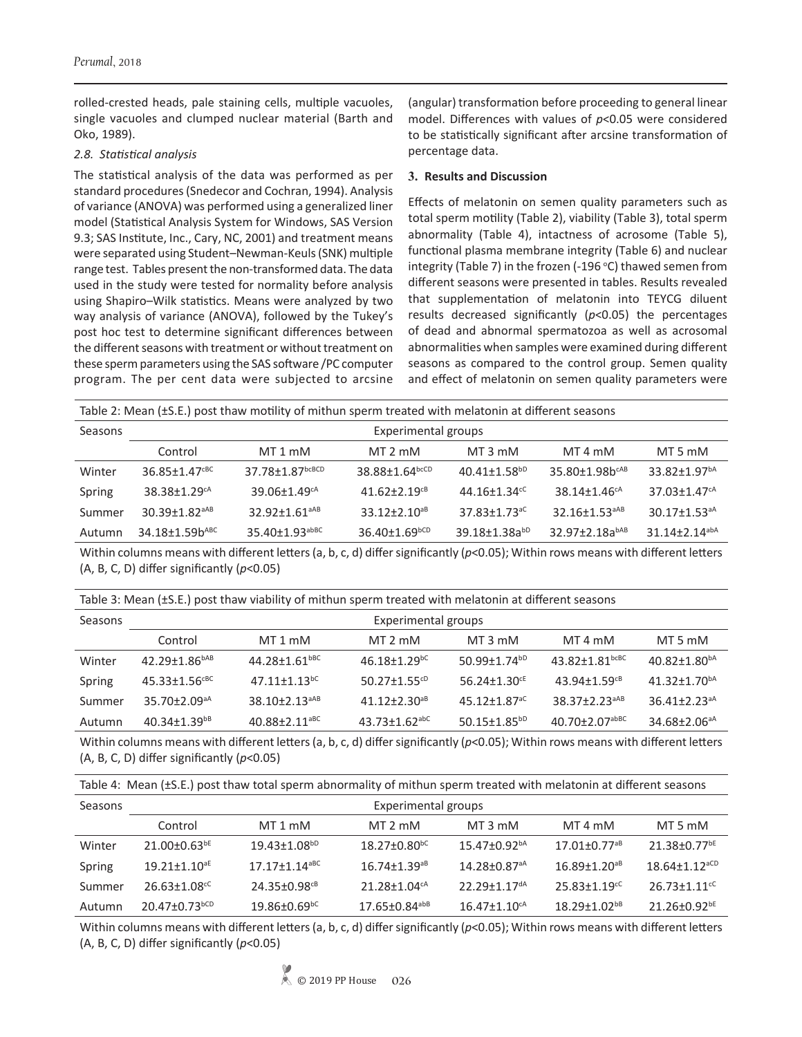rolled-crested heads, pale staining cells, multiple vacuoles, single vacuoles and clumped nuclear material (Barth and Oko, 1989).

### *2.8. Statistical analysis*

The statistical analysis of the data was performed as per standard procedures (Snedecor and Cochran, 1994). Analysis of variance (ANOVA) was performed using a generalized liner model (Statistical Analysis System for Windows, SAS Version 9.3; SAS Institute, Inc., Cary, NC, 2001) and treatment means were separated using Student–Newman-Keuls (SNK) multiple range test. Tables present the non-transformed data. The data used in the study were tested for normality before analysis using Shapiro–Wilk statistics. Means were analyzed by two way analysis of variance (ANOVA), followed by the Tukey's post hoc test to determine significant differences between the different seasons with treatment or without treatment on these sperm parameters using the SAS software /PC computer program. The per cent data were subjected to arcsine (angular) transformation before proceeding to general linear model. Differences with values of $p<0.05$ were considered to be statistically significant after arcsine transformation of percentage data.

## 3. Results and Discussion

Effects of melatonin on semen quality parameters such as total sperm motility (Table 2), viability (Table 3), total sperm abnormality (Table 4), intactness of acrosome (Table 5), functional plasma membrane integrity (Table 6) and nuclear integrity (Table 7) in the frozen (-196 °C) thawed semen from different seasons were presented in tables. Results revealed that supplementation of melatonin into TEYCG diluent results decreased significantly ($p<0.05$) the percentages of dead and abnormal spermatozoa as well as acrosomal abnormalities when samples were examined during different seasons as compared to the control group. Semen quality and effect of melatonin on semen quality parameters were

Table 2: Mean (±S.E.) post thaw motility of mithun sperm treated with melatonin at different seasons

| Seasons | Experimental groups | | | | | |
|---|---|---|---|---|---|---|
| | Control | MT 1 mM | MT 2 mM | MT 3 mM | MT 4 mM | MT 5 mM |
| Winter | 36.85±1.47$^{cBC}$ | 37.78±1.87$^{bcBCD}$ | 38.88±1.64$^{bcCD}$ | 40.41±1.58$^{bD}$ | 35.80±1.98b$^{cAB}$ | 33.82±1.97$^{bA}$ |
| Spring | 38.38±1.29$^{cA}$ | 39.06±1.49$^{cA}$ | 41.62±2.19$^{cB}$ | 44.16±1.34$^{cC}$ | 38.14±1.46$^{cA}$ | 37.03±1.47$^{cA}$ |
| Summer | 30.39±1.82$^{aAB}$ | 32.92±1.61$^{aAB}$ | 33.12±2.10$^{aB}$ | 37.83±1.73$^{aC}$ | 32.16±1.53$^{aAB}$ | 30.17±1.53$^{aA}$ |
| Autumn | 34.18±1.59b$^{ABC}$ | 35.40±1.93$^{abBC}$ | 36.40±1.69$^{bCD}$ | 39.18±1.38a$^{bD}$ | 32.97±2.18a$^{bAB}$ | 31.14±2.14$^{abA}$ |

Within columns means with different letters (a, b, c, d) differ significantly ($p<0.05$); Within rows means with different letters (A, B, C, D) differ significantly ($p<0.05$)

Table 3: Mean (±S.E.) post thaw viability of mithun sperm treated with melatonin at different seasons

| Seasons | Experimental groups | | | | | |
|---|---|---|---|---|---|---|
| | Control | MT 1 mM | MT 2 mM | MT 3 mM | MT 4 mM | MT 5 mM |
| Winter | 42.29±1.86$^{bAB}$ | 44.28±1.61$^{bBC}$ | 46.18±1.29$^{bC}$ | 50.99±1.74$^{bD}$ | 43.82±1.81$^{bcBC}$ | 40.82±1.80$^{bA}$ |
| Spring | 45.33±1.56$^{cBC}$ | 47.11±1.13$^{bC}$ | 50.27±1.55$^{cD}$ | 56.24±1.30$^{cE}$ | 43.94±1.59$^{cB}$ | 41.32±1.70$^{bA}$ |
| Summer | 35.70±2.09$^{aA}$ | 38.10±2.13$^{aAB}$ | 41.12±2.30$^{aB}$ | 45.12±1.87$^{aC}$ | 38.37±2.23$^{aAB}$ | 36.41±2.23$^{aA}$ |
| Autumn | 40.34±1.39$^{bB}$ | 40.88±2.11$^{aBC}$ | 43.73±1.62$^{abC}$ | 50.15±1.85$^{bD}$ | 40.70±2.07$^{abBC}$ | 34.68±2.06$^{aA}$ |

Within columns means with different letters (a, b, c, d) differ significantly ($p<0.05$); Within rows means with different letters (A, B, C, D) differ significantly ($p<0.05$)

Table 4: Mean (±S.E.) post thaw total sperm abnormality of mithun sperm treated with melatonin at different seasons

| Seasons | Experimental groups | | | | | |
|---|---|---|---|---|---|---|
| | Control | MT 1 mM | MT 2 mM | MT 3 mM | MT 4 mM | MT 5 mM |
| Winter | 21.00±0.63$^{bE}$ | 19.43±1.08$^{bD}$ | 18.27±0.80$^{bC}$ | 15.47±0.92$^{bA}$ | 17.01±0.77$^{aB}$ | 21.38±0.77$^{bE}$ |
| Spring | 19.21±1.10$^{aE}$ | 17.17±1.14$^{aBC}$ | 16.74±1.39$^{aB}$ | 14.28±0.87$^{aA}$ | 16.89±1.20$^{aB}$ | 18.64±1.12$^{aCD}$ |
| Summer | 26.63±1.08$^{cC}$ | 24.35±0.98$^{cB}$ | 21.28±1.04$^{cA}$ | 22.29±1.17$^{dA}$ | 25.83±1.19$^{cC}$ | 26.73±1.11$^{cC}$ |
| Autumn | 20.47±0.73$^{bCD}$ | 19.86±0.69$^{bC}$ | 17.65±0.84$^{abB}$ | 16.47±1.10$^{cA}$ | 18.29±1.02$^{bB}$ | 21.26±0.92$^{bE}$ |

Within columns means with different letters (a, b, c, d) differ significantly ($p<0.05$); Within rows means with different letters (A, B, C, D) differ significantly ($p<0.05$)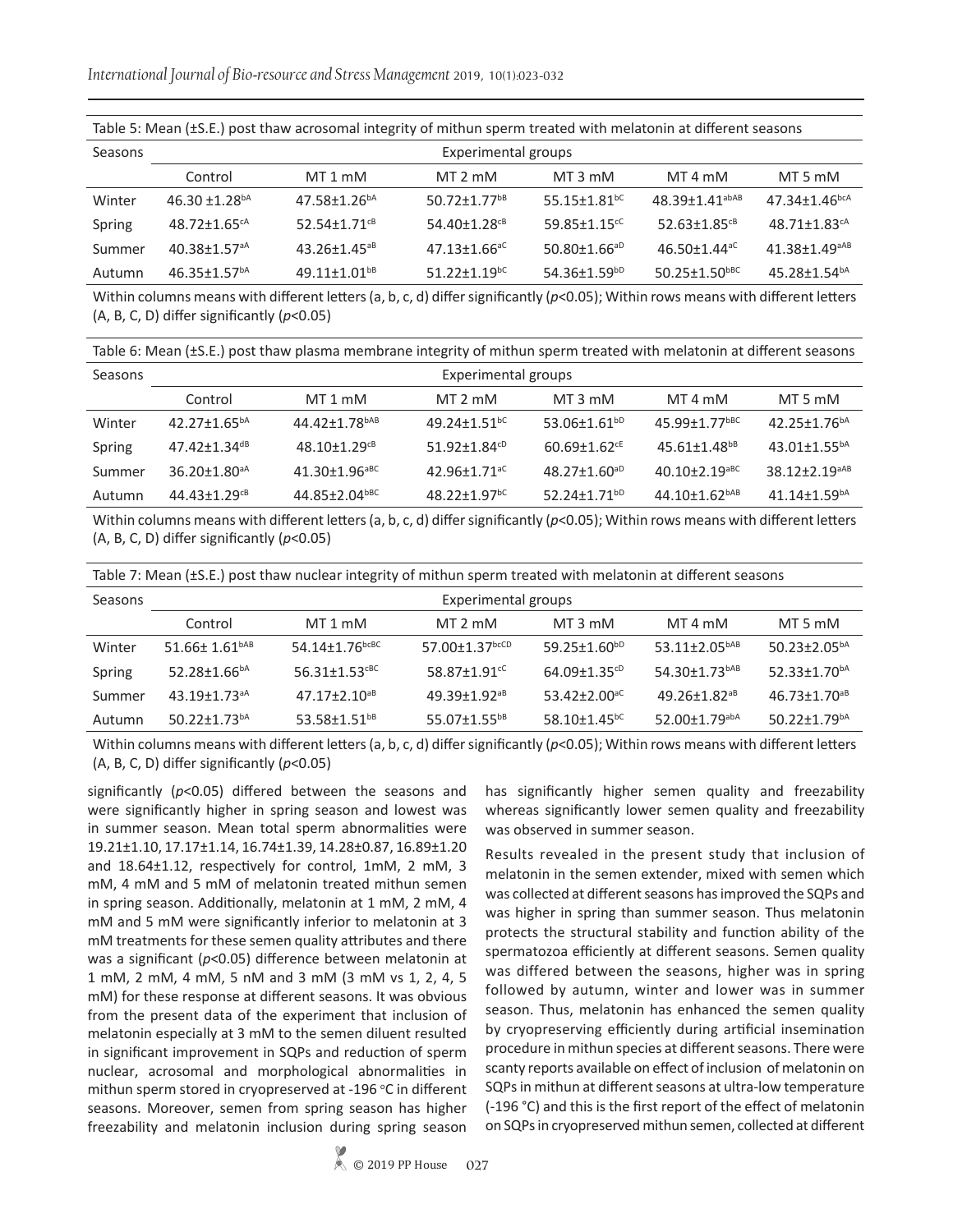Table 5: Mean (±S.E.) post thaw acrosomal integrity of mithun sperm treated with melatonin at different seasons

| Seasons | Experimental groups | | | | | |
|---|---|---|---|---|---|---|
| | Control | MT 1 mM | MT 2 mM | MT 3 mM | MT 4 mM | MT 5 mM |
| Winter | 46.30 ±1.28$^{bA}$ | 47.58±1.26$^{bA}$ | 50.72±1.77$^{bB}$ | 55.15±1.81$^{bC}$ | 48.39±1.41$^{abAB}$ | 47.34±1.46$^{bcA}$ |
| Spring | 48.72±1.65$^{cA}$ | 52.54±1.71$^{cB}$ | 54.40±1.28$^{cB}$ | 59.85±1.15$^{cC}$ | 52.63±1.85$^{cB}$ | 48.71±1.83$^{cA}$ |
| Summer | 40.38±1.57$^{aA}$ | 43.26±1.45$^{aB}$ | 47.13±1.66$^{aC}$ | 50.80±1.66$^{aD}$ | 46.50±1.44$^{aC}$ | 41.38±1.49$^{aAB}$ |
| Autumn | 46.35±1.57$^{bA}$ | 49.11±1.01$^{bB}$ | 51.22±1.19$^{bC}$ | 54.36±1.59$^{bD}$ | 50.25±1.50$^{bBC}$ | 45.28±1.54$^{bA}$ |

Within columns means with different letters (a, b, c, d) differ significantly ($p$<0.05); Within rows means with different letters (A, B, C, D) differ significantly ($p$<0.05)

Table 6: Mean (±S.E.) post thaw plasma membrane integrity of mithun sperm treated with melatonin at different seasons

| Seasons | Experimental groups | | | | | |
|---|---|---|---|---|---|---|
| | Control | MT 1 mM | MT 2 mM | MT 3 mM | MT 4 mM | MT 5 mM |
| Winter | 42.27±1.65$^{bA}$ | 44.42±1.78$^{bAB}$ | 49.24±1.51$^{bC}$ | 53.06±1.61$^{bD}$ | 45.99±1.77$^{bBC}$ | 42.25±1.76$^{bA}$ |
| Spring | 47.42±1.34$^{dB}$ | 48.10±1.29$^{cB}$ | 51.92±1.84$^{cD}$ | 60.69±1.62$^{cE}$ | 45.61±1.48$^{bB}$ | 43.01±1.55$^{bA}$ |
| Summer | 36.20±1.80$^{aA}$ | 41.30±1.96$^{aBC}$ | 42.96±1.71$^{aC}$ | 48.27±1.60$^{aD}$ | 40.10±2.19$^{aBC}$ | 38.12±2.19$^{aAB}$ |
| Autumn | 44.43±1.29$^{cB}$ | 44.85±2.04$^{bBC}$ | 48.22±1.97$^{bC}$ | 52.24±1.71$^{bD}$ | 44.10±1.62$^{bAB}$ | 41.14±1.59$^{bA}$ |

Within columns means with different letters (a, b, c, d) differ significantly ($p$<0.05); Within rows means with different letters (A, B, C, D) differ significantly ($p$<0.05)

Table 7: Mean (±S.E.) post thaw nuclear integrity of mithun sperm treated with melatonin at different seasons

| Seasons | Experimental groups | | | | | |
|---|---|---|---|---|---|---|
| | Control | MT 1 mM | MT 2 mM | MT 3 mM | MT 4 mM | MT 5 mM |
| Winter | 51.66± 1.61$^{bAB}$ | 54.14±1.76$^{bcBC}$ | 57.00±1.37$^{bcCD}$ | 59.25±1.60$^{bD}$ | 53.11±2.05$^{bAB}$ | 50.23±2.05$^{bA}$ |
| Spring | 52.28±1.66$^{bA}$ | 56.31±1.53$^{cBC}$ | 58.87±1.91$^{cC}$ | 64.09±1.35$^{cD}$ | 54.30±1.73$^{bAB}$ | 52.33±1.70$^{bA}$ |
| Summer | 43.19±1.73$^{aA}$ | 47.17±2.10$^{aB}$ | 49.39±1.92$^{aB}$ | 53.42±2.00$^{aC}$ | 49.26±1.82$^{aB}$ | 46.73±1.70$^{aB}$ |
| Autumn | 50.22±1.73$^{bA}$ | 53.58±1.51$^{bB}$ | 55.07±1.55$^{bB}$ | 58.10±1.45$^{bC}$ | 52.00±1.79$^{abA}$ | 50.22±1.79$^{bA}$ |

Within columns means with different letters (a, b, c, d) differ significantly ($p$<0.05); Within rows means with different letters (A, B, C, D) differ significantly ($p$<0.05)

significantly ($p$<0.05) differed between the seasons and were significantly higher in spring season and lowest was in summer season. Mean total sperm abnormalities were 19.21±1.10, 17.17±1.14, 16.74±1.39, 14.28±0.87, 16.89±1.20 and 18.64±1.12, respectively for control, 1mM, 2 mM, 3 mM, 4 mM and 5 mM of melatonin treated mithun semen in spring season. Additionally, melatonin at 1 mM, 2 mM, 4 mM and 5 mM were significantly inferior to melatonin at 3 mM treatments for these semen quality attributes and there was a significant ($p$<0.05) difference between melatonin at 1 mM, 2 mM, 4 mM, 5 nM and 3 mM (3 mM vs 1, 2, 4, 5 mM) for these response at different seasons. It was obvious from the present data of the experiment that inclusion of melatonin especially at 3 mM to the semen diluent resulted in significant improvement in SQPs and reduction of sperm nuclear, acrosomal and morphological abnormalities in mithun sperm stored in cryopreserved at -196 °C in different seasons. Moreover, semen from spring season has higher freezability and melatonin inclusion during spring season has significantly higher semen quality and freezability whereas significantly lower semen quality and freezability was observed in summer season.

Results revealed in the present study that inclusion of melatonin in the semen extender, mixed with semen which was collected at different seasons has improved the SQPs and was higher in spring than summer season. Thus melatonin protects the structural stability and function ability of the spermatozoa efficiently at different seasons. Semen quality was differed between the seasons, higher was in spring followed by autumn, winter and lower was in summer season. Thus, melatonin has enhanced the semen quality by cryopreserving efficiently during artificial insemination procedure in mithun species at different seasons. There were scanty reports available on effect of inclusion of melatonin on SQPs in mithun at different seasons at ultra-low temperature (-196 °C) and this is the first report of the effect of melatonin on SQPs in cryopreserved mithun semen, collected at different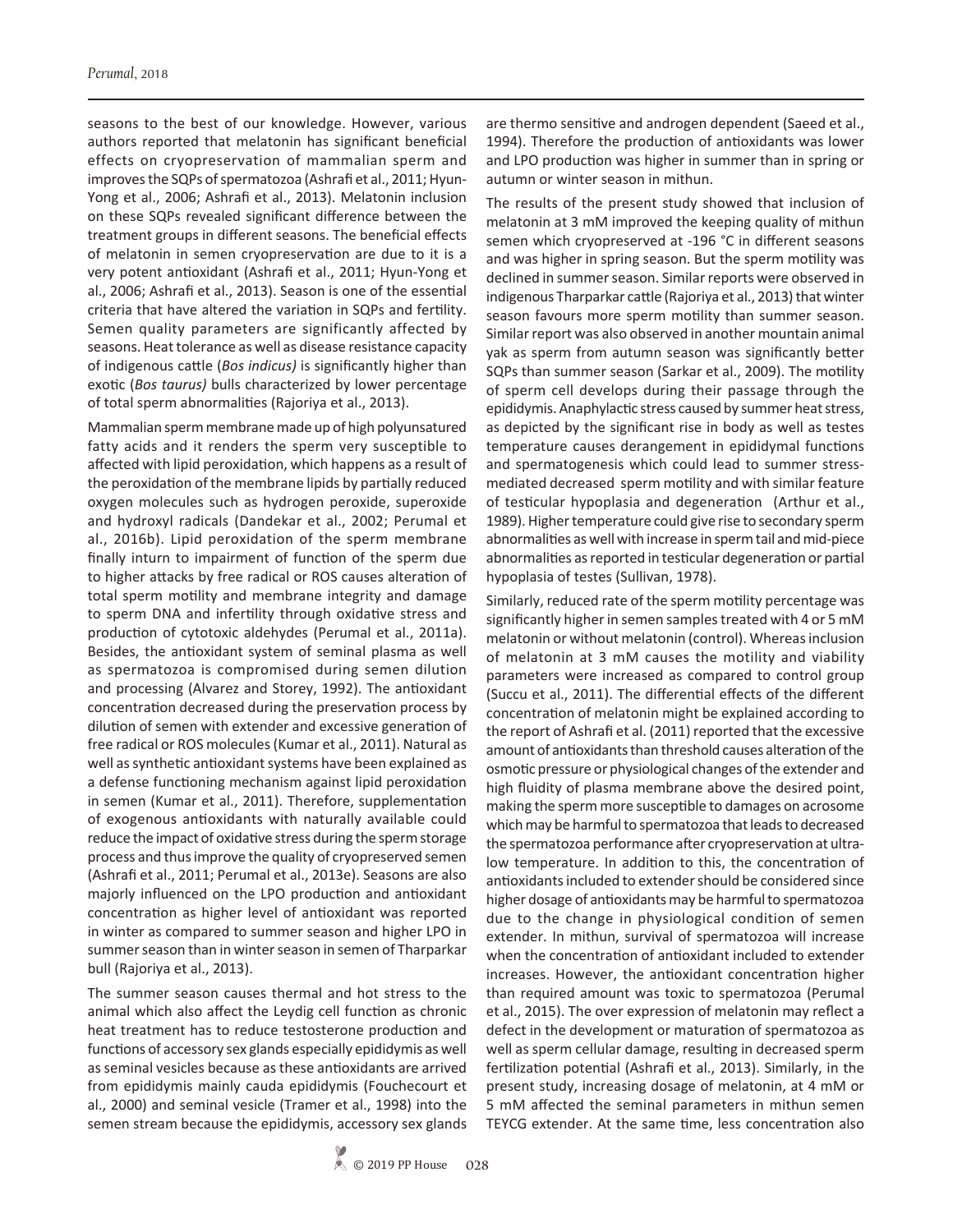seasons to the best of our knowledge. However, various authors reported that melatonin has significant beneficial effects on cryopreservation of mammalian sperm and improves the SQPs of spermatozoa (Ashrafi et al., 2011; Hyun-Yong et al., 2006; Ashrafi et al., 2013). Melatonin inclusion on these SQPs revealed significant difference between the treatment groups in different seasons. The beneficial effects of melatonin in semen cryopreservation are due to it is a very potent antioxidant (Ashrafi et al., 2011; Hyun-Yong et al., 2006; Ashrafi et al., 2013). Season is one of the essential criteria that have altered the variation in SQPs and fertility. Semen quality parameters are significantly affected by seasons. Heat tolerance as well as disease resistance capacity of indigenous cattle (*Bos indicus)* is significantly higher than exotic (*Bos taurus)* bulls characterized by lower percentage of total sperm abnormalities (Rajoriya et al., 2013).

Mammalian sperm membrane made up of high polyunsatured fatty acids and it renders the sperm very susceptible to affected with lipid peroxidation, which happens as a result of the peroxidation of the membrane lipids by partially reduced oxygen molecules such as hydrogen peroxide, superoxide and hydroxyl radicals (Dandekar et al., 2002; Perumal et al., 2016b). Lipid peroxidation of the sperm membrane finally inturn to impairment of function of the sperm due to higher attacks by free radical or ROS causes alteration of total sperm motility and membrane integrity and damage to sperm DNA and infertility through oxidative stress and production of cytotoxic aldehydes (Perumal et al., 2011a). Besides, the antioxidant system of seminal plasma as well as spermatozoa is compromised during semen dilution and processing (Alvarez and Storey, 1992). The antioxidant concentration decreased during the preservation process by dilution of semen with extender and excessive generation of free radical or ROS molecules (Kumar et al., 2011). Natural as well as synthetic antioxidant systems have been explained as a defense functioning mechanism against lipid peroxidation in semen (Kumar et al., 2011). Therefore, supplementation of exogenous antioxidants with naturally available could reduce the impact of oxidative stress during the sperm storage process and thus improve the quality of cryopreserved semen (Ashrafi et al., 2011; Perumal et al., 2013e). Seasons are also majorly influenced on the LPO production and antioxidant concentration as higher level of antioxidant was reported in winter as compared to summer season and higher LPO in summer season than in winter season in semen of Tharparkar bull (Rajoriya et al., 2013).

The summer season causes thermal and hot stress to the animal which also affect the Leydig cell function as chronic heat treatment has to reduce testosterone production and functions of accessory sex glands especially epididymis as well as seminal vesicles because as these antioxidants are arrived from epididymis mainly cauda epididymis (Fouchecourt et al., 2000) and seminal vesicle (Tramer et al., 1998) into the semen stream because the epididymis, accessory sex glands are thermo sensitive and androgen dependent (Saeed et al., 1994). Therefore the production of antioxidants was lower and LPO production was higher in summer than in spring or autumn or winter season in mithun.

The results of the present study showed that inclusion of melatonin at 3 mM improved the keeping quality of mithun semen which cryopreserved at -196 °C in different seasons and was higher in spring season. But the sperm motility was declined in summer season. Similar reports were observed in indigenous Tharparkar cattle (Rajoriya et al., 2013) that winter season favours more sperm motility than summer season. Similar report was also observed in another mountain animal yak as sperm from autumn season was significantly better SQPs than summer season (Sarkar et al., 2009). The motility of sperm cell develops during their passage through the epididymis. Anaphylactic stress caused by summer heat stress, as depicted by the significant rise in body as well as testes temperature causes derangement in epididymal functions and spermatogenesis which could lead to summer stress-mediated decreased sperm motility and with similar feature of testicular hypoplasia and degeneration (Arthur et al., 1989). Higher temperature could give rise to secondary sperm abnormalities as well with increase in sperm tail and mid-piece abnormalities as reported in testicular degeneration or partial hypoplasia of testes (Sullivan, 1978).

Similarly, reduced rate of the sperm motility percentage was significantly higher in semen samples treated with 4 or 5 mM melatonin or without melatonin (control). Whereas inclusion of melatonin at 3 mM causes the motility and viability parameters were increased as compared to control group (Succu et al., 2011). The differential effects of the different concentration of melatonin might be explained according to the report of Ashrafi et al. (2011) reported that the excessive amount of antioxidants than threshold causes alteration of the osmotic pressure or physiological changes of the extender and high fluidity of plasma membrane above the desired point, making the sperm more susceptible to damages on acrosome which may be harmful to spermatozoa that leads to decreased the spermatozoa performance after cryopreservation at ultra-low temperature. In addition to this, the concentration of antioxidants included to extender should be considered since higher dosage of antioxidants may be harmful to spermatozoa due to the change in physiological condition of semen extender. In mithun, survival of spermatozoa will increase when the concentration of antioxidant included to extender increases. However, the antioxidant concentration higher than required amount was toxic to spermatozoa (Perumal et al., 2015). The over expression of melatonin may reflect a defect in the development or maturation of spermatozoa as well as sperm cellular damage, resulting in decreased sperm fertilization potential (Ashrafi et al., 2013). Similarly, in the present study, increasing dosage of melatonin, at 4 mM or 5 mM affected the seminal parameters in mithun semen TEYCG extender. At the same time, less concentration also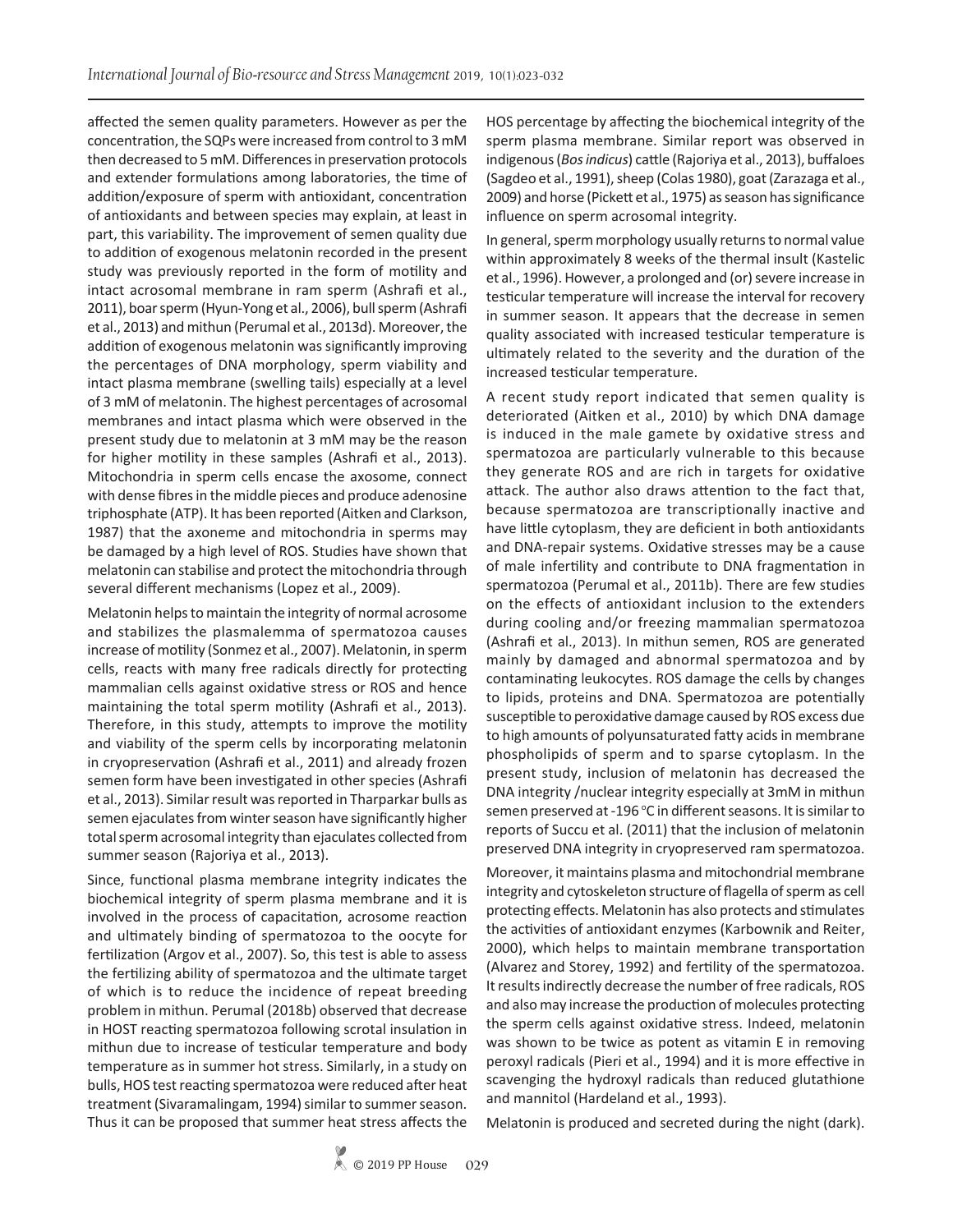affected the semen quality parameters. However as per the concentration, the SQPs were increased from control to 3 mM then decreased to 5 mM. Differences in preservation protocols and extender formulations among laboratories, the time of addition/exposure of sperm with antioxidant, concentration of antioxidants and between species may explain, at least in part, this variability. The improvement of semen quality due to addition of exogenous melatonin recorded in the present study was previously reported in the form of motility and intact acrosomal membrane in ram sperm (Ashrafi et al., 2011), boar sperm (Hyun-Yong et al., 2006), bull sperm (Ashrafi et al., 2013) and mithun (Perumal et al., 2013d). Moreover, the addition of exogenous melatonin was significantly improving the percentages of DNA morphology, sperm viability and intact plasma membrane (swelling tails) especially at a level of 3 mM of melatonin. The highest percentages of acrosomal membranes and intact plasma which were observed in the present study due to melatonin at 3 mM may be the reason for higher motility in these samples (Ashrafi et al., 2013). Mitochondria in sperm cells encase the axosome, connect with dense fibres in the middle pieces and produce adenosine triphosphate (ATP). It has been reported (Aitken and Clarkson, 1987) that the axoneme and mitochondria in sperms may be damaged by a high level of ROS. Studies have shown that melatonin can stabilise and protect the mitochondria through several different mechanisms (Lopez et al., 2009).

Melatonin helps to maintain the integrity of normal acrosome and stabilizes the plasmalemma of spermatozoa causes increase of motility (Sonmez et al., 2007). Melatonin, in sperm cells, reacts with many free radicals directly for protecting mammalian cells against oxidative stress or ROS and hence maintaining the total sperm motility (Ashrafi et al., 2013). Therefore, in this study, attempts to improve the motility and viability of the sperm cells by incorporating melatonin in cryopreservation (Ashrafi et al., 2011) and already frozen semen form have been investigated in other species (Ashrafi et al., 2013). Similar result was reported in Tharparkar bulls as semen ejaculates from winter season have significantly higher total sperm acrosomal integrity than ejaculates collected from summer season (Rajoriya et al., 2013).

Since, functional plasma membrane integrity indicates the biochemical integrity of sperm plasma membrane and it is involved in the process of capacitation, acrosome reaction and ultimately binding of spermatozoa to the oocyte for fertilization (Argov et al., 2007). So, this test is able to assess the fertilizing ability of spermatozoa and the ultimate target of which is to reduce the incidence of repeat breeding problem in mithun. Perumal (2018b) observed that decrease in HOST reacting spermatozoa following scrotal insulation in mithun due to increase of testicular temperature and body temperature as in summer hot stress. Similarly, in a study on bulls, HOS test reacting spermatozoa were reduced after heat treatment (Sivaramalingam, 1994) similar to summer season. Thus it can be proposed that summer heat stress affects the HOS percentage by affecting the biochemical integrity of the sperm plasma membrane. Similar report was observed in indigenous (*Bos indicus*) cattle (Rajoriya et al., 2013), buffaloes (Sagdeo et al., 1991), sheep (Colas 1980), goat (Zarazaga et al., 2009) and horse (Pickett et al., 1975) as season has significance influence on sperm acrosomal integrity.

In general, sperm morphology usually returns to normal value within approximately 8 weeks of the thermal insult (Kastelic et al., 1996). However, a prolonged and (or) severe increase in testicular temperature will increase the interval for recovery in summer season. It appears that the decrease in semen quality associated with increased testicular temperature is ultimately related to the severity and the duration of the increased testicular temperature.

A recent study report indicated that semen quality is deteriorated (Aitken et al., 2010) by which DNA damage is induced in the male gamete by oxidative stress and spermatozoa are particularly vulnerable to this because they generate ROS and are rich in targets for oxidative attack. The author also draws attention to the fact that, because spermatozoa are transcriptionally inactive and have little cytoplasm, they are deficient in both antioxidants and DNA-repair systems. Oxidative stresses may be a cause of male infertility and contribute to DNA fragmentation in spermatozoa (Perumal et al., 2011b). There are few studies on the effects of antioxidant inclusion to the extenders during cooling and/or freezing mammalian spermatozoa (Ashrafi et al., 2013). In mithun semen, ROS are generated mainly by damaged and abnormal spermatozoa and by contaminating leukocytes. ROS damage the cells by changes to lipids, proteins and DNA. Spermatozoa are potentially susceptible to peroxidative damage caused by ROS excess due to high amounts of polyunsaturated fatty acids in membrane phospholipids of sperm and to sparse cytoplasm. In the present study, inclusion of melatonin has decreased the DNA integrity /nuclear integrity especially at 3mM in mithun semen preserved at -196 °C in different seasons. It is similar to reports of Succu et al. (2011) that the inclusion of melatonin preserved DNA integrity in cryopreserved ram spermatozoa.

Moreover, it maintains plasma and mitochondrial membrane integrity and cytoskeleton structure of flagella of sperm as cell protecting effects. Melatonin has also protects and stimulates the activities of antioxidant enzymes (Karbownik and Reiter, 2000), which helps to maintain membrane transportation (Alvarez and Storey, 1992) and fertility of the spermatozoa. It results indirectly decrease the number of free radicals, ROS and also may increase the production of molecules protecting the sperm cells against oxidative stress. Indeed, melatonin was shown to be twice as potent as vitamin E in removing peroxyl radicals (Pieri et al., 1994) and it is more effective in scavenging the hydroxyl radicals than reduced glutathione and mannitol (Hardeland et al., 1993).

Melatonin is produced and secreted during the night (dark).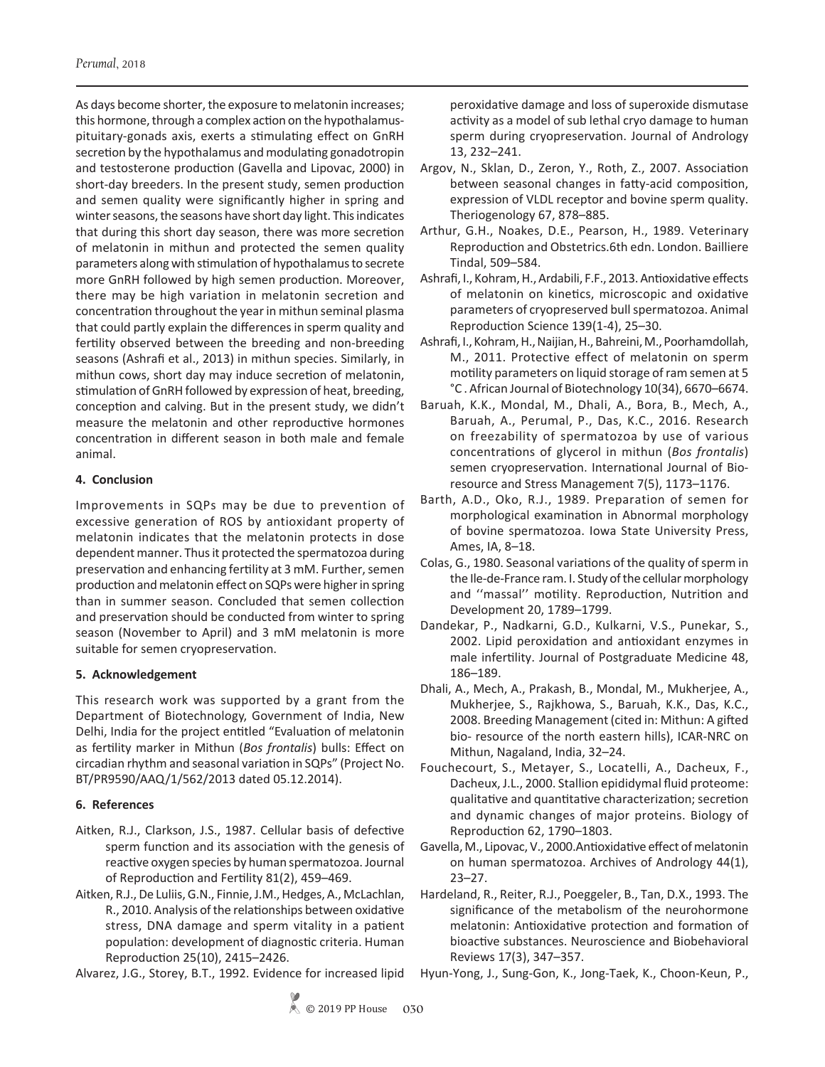As days become shorter, the exposure to melatonin increases; this hormone, through a complex action on the hypothalamus-pituitary-gonads axis, exerts a stimulating effect on GnRH secretion by the hypothalamus and modulating gonadotropin and testosterone production (Gavella and Lipovac, 2000) in short-day breeders. In the present study, semen production and semen quality were significantly higher in spring and winter seasons, the seasons have short day light. This indicates that during this short day season, there was more secretion of melatonin in mithun and protected the semen quality parameters along with stimulation of hypothalamus to secrete more GnRH followed by high semen production. Moreover, there may be high variation in melatonin secretion and concentration throughout the year in mithun seminal plasma that could partly explain the differences in sperm quality and fertility observed between the breeding and non-breeding seasons (Ashrafi et al., 2013) in mithun species. Similarly, in mithun cows, short day may induce secretion of melatonin, stimulation of GnRH followed by expression of heat, breeding, conception and calving. But in the present study, we didn't measure the melatonin and other reproductive hormones concentration in different season in both male and female animal.

## 4. Conclusion

Improvements in SQPs may be due to prevention of excessive generation of ROS by antioxidant property of melatonin indicates that the melatonin protects in dose dependent manner. Thus it protected the spermatozoa during preservation and enhancing fertility at 3 mM. Further, semen production and melatonin effect on SQPs were higher in spring than in summer season. Concluded that semen collection and preservation should be conducted from winter to spring season (November to April) and 3 mM melatonin is more suitable for semen cryopreservation.

## 5. Acknowledgement

This research work was supported by a grant from the Department of Biotechnology, Government of India, New Delhi, India for the project entitled "Evaluation of melatonin as fertility marker in Mithun (*Bos frontalis*) bulls: Effect on circadian rhythm and seasonal variation in SQPs" (Project No. BT/PR9590/AAQ/1/562/2013 dated 05.12.2014).

## 6. References

Aitken, R.J., Clarkson, J.S., 1987. Cellular basis of defective sperm function and its association with the genesis of reactive oxygen species by human spermatozoa. Journal of Reproduction and Fertility 81(2), 459–469.

Aitken, R.J., De Luliis, G.N., Finnie, J.M., Hedges, A., McLachlan, R., 2010. Analysis of the relationships between oxidative stress, DNA damage and sperm vitality in a patient population: development of diagnostic criteria. Human Reproduction 25(10), 2415–2426.

Alvarez, J.G., Storey, B.T., 1992. Evidence for increased lipid peroxidative damage and loss of superoxide dismutase activity as a model of sub lethal cryo damage to human sperm during cryopreservation. Journal of Andrology 13, 232–241.

Argov, N., Sklan, D., Zeron, Y., Roth, Z., 2007. Association between seasonal changes in fatty-acid composition, expression of VLDL receptor and bovine sperm quality. Theriogenology 67, 878–885.

Arthur, G.H., Noakes, D.E., Pearson, H., 1989. Veterinary Reproduction and Obstetrics.6th edn. London. Bailliere Tindal, 509–584.

Ashrafi, I., Kohram, H., Ardabili, F.F., 2013. Antioxidative effects of melatonin on kinetics, microscopic and oxidative parameters of cryopreserved bull spermatozoa. Animal Reproduction Science 139(1-4), 25–30.

Ashrafi, I., Kohram, H., Naijian, H., Bahreini, M., Poorhamdollah, M., 2011. Protective effect of melatonin on sperm motility parameters on liquid storage of ram semen at 5 °C . African Journal of Biotechnology 10(34), 6670–6674.

Baruah, K.K., Mondal, M., Dhali, A., Bora, B., Mech, A., Baruah, A., Perumal, P., Das, K.C., 2016. Research on freezability of spermatozoa by use of various concentrations of glycerol in mithun (*Bos frontalis*) semen cryopreservation. International Journal of Bio-resource and Stress Management 7(5), 1173–1176.

Barth, A.D., Oko, R.J., 1989. Preparation of semen for morphological examination in Abnormal morphology of bovine spermatozoa. Iowa State University Press, Ames, IA, 8–18.

Colas, G., 1980. Seasonal variations of the quality of sperm in the Ile-de-France ram. I. Study of the cellular morphology and ''massal'' motility. Reproduction, Nutrition and Development 20, 1789–1799.

Dandekar, P., Nadkarni, G.D., Kulkarni, V.S., Punekar, S., 2002. Lipid peroxidation and antioxidant enzymes in male infertility. Journal of Postgraduate Medicine 48, 186–189.

Dhali, A., Mech, A., Prakash, B., Mondal, M., Mukherjee, A., Mukherjee, S., Rajkhowa, S., Baruah, K.K., Das, K.C., 2008. Breeding Management (cited in: Mithun: A gifted bio- resource of the north eastern hills), ICAR-NRC on Mithun, Nagaland, India, 32–24.

Fouchecourt, S., Metayer, S., Locatelli, A., Dacheux, F., Dacheux, J.L., 2000. Stallion epididymal fluid proteome: qualitative and quantitative characterization; secretion and dynamic changes of major proteins. Biology of Reproduction 62, 1790–1803.

Gavella, M., Lipovac, V., 2000.Antioxidative effect of melatonin on human spermatozoa. Archives of Andrology 44(1), 23–27.

Hardeland, R., Reiter, R.J., Poeggeler, B., Tan, D.X., 1993. The significance of the metabolism of the neurohormone melatonin: Antioxidative protection and formation of bioactive substances. Neuroscience and Biobehavioral Reviews 17(3), 347–357.

Hyun-Yong, J., Sung-Gon, K., Jong-Taek, K., Choon-Keun, P.,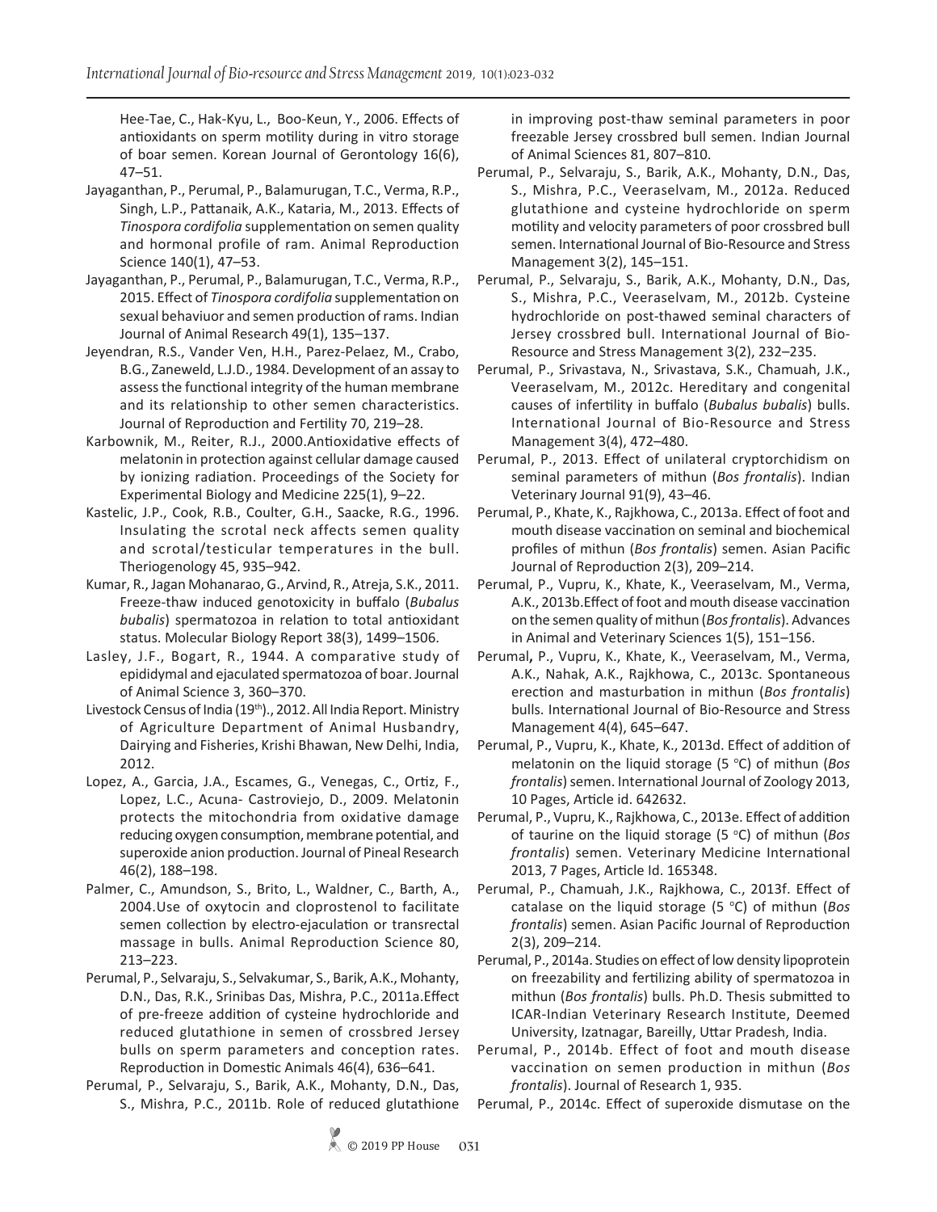Hee-Tae, C., Hak-Kyu, L., Boo-Keun, Y., 2006. Effects of antioxidants on sperm motility during in vitro storage of boar semen. Korean Journal of Gerontology 16(6), 47–51.

Jayaganthan, P., Perumal, P., Balamurugan, T.C., Verma, R.P., Singh, L.P., Pattanaik, A.K., Kataria, M., 2013. Effects of *Tinospora cordifolia* supplementation on semen quality and hormonal profile of ram. Animal Reproduction Science 140(1), 47–53.

Jayaganthan, P., Perumal, P., Balamurugan, T.C., Verma, R.P., 2015. Effect of *Tinospora cordifolia* supplementation on sexual behaviuor and semen production of rams. Indian Journal of Animal Research 49(1), 135–137.

Jeyendran, R.S., Vander Ven, H.H., Parez-Pelaez, M., Crabo, B.G., Zaneweld, L.J.D., 1984. Development of an assay to assess the functional integrity of the human membrane and its relationship to other semen characteristics. Journal of Reproduction and Fertility 70, 219–28.

Karbownik, M., Reiter, R.J., 2000.Antioxidative effects of melatonin in protection against cellular damage caused by ionizing radiation. Proceedings of the Society for Experimental Biology and Medicine 225(1), 9–22.

Kastelic, J.P., Cook, R.B., Coulter, G.H., Saacke, R.G., 1996. Insulating the scrotal neck affects semen quality and scrotal/testicular temperatures in the bull. Theriogenology 45, 935–942.

Kumar, R., Jagan Mohanarao, G., Arvind, R., Atreja, S.K., 2011. Freeze-thaw induced genotoxicity in buffalo (*Bubalus bubalis*) spermatozoa in relation to total antioxidant status. Molecular Biology Report 38(3), 1499–1506.

Lasley, J.F., Bogart, R., 1944. A comparative study of epididymal and ejaculated spermatozoa of boar. Journal of Animal Science 3, 360–370.

Livestock Census of India (19th)., 2012. All India Report. Ministry of Agriculture Department of Animal Husbandry, Dairying and Fisheries, Krishi Bhawan, New Delhi, India, 2012.

Lopez, A., Garcia, J.A., Escames, G., Venegas, C., Ortiz, F., Lopez, L.C., Acuna- Castroviejo, D., 2009. Melatonin protects the mitochondria from oxidative damage reducing oxygen consumption, membrane potential, and superoxide anion production. Journal of Pineal Research 46(2), 188–198.

Palmer, C., Amundson, S., Brito, L., Waldner, C., Barth, A., 2004.Use of oxytocin and cloprostenol to facilitate semen collection by electro-ejaculation or transrectal massage in bulls. Animal Reproduction Science 80, 213–223.

Perumal, P., Selvaraju, S., Selvakumar, S., Barik, A.K., Mohanty, D.N., Das, R.K., Srinibas Das, Mishra, P.C., 2011a.Effect of pre-freeze addition of cysteine hydrochloride and reduced glutathione in semen of crossbred Jersey bulls on sperm parameters and conception rates. Reproduction in Domestic Animals 46(4), 636–641.

Perumal, P., Selvaraju, S., Barik, A.K., Mohanty, D.N., Das, S., Mishra, P.C., 2011b. Role of reduced glutathione in improving post-thaw seminal parameters in poor freezable Jersey crossbred bull semen. Indian Journal of Animal Sciences 81, 807–810.

Perumal, P., Selvaraju, S., Barik, A.K., Mohanty, D.N., Das, S., Mishra, P.C., Veeraselvam, M., 2012a. Reduced glutathione and cysteine hydrochloride on sperm motility and velocity parameters of poor crossbred bull semen. International Journal of Bio-Resource and Stress Management 3(2), 145–151.

Perumal, P., Selvaraju, S., Barik, A.K., Mohanty, D.N., Das, S., Mishra, P.C., Veeraselvam, M., 2012b. Cysteine hydrochloride on post-thawed seminal characters of Jersey crossbred bull. International Journal of Bio-Resource and Stress Management 3(2), 232–235.

Perumal, P., Srivastava, N., Srivastava, S.K., Chamuah, J.K., Veeraselvam, M., 2012c. Hereditary and congenital causes of infertility in buffalo (*Bubalus bubalis*) bulls. International Journal of Bio-Resource and Stress Management 3(4), 472–480.

Perumal, P., 2013. Effect of unilateral cryptorchidism on seminal parameters of mithun (*Bos frontalis*). Indian Veterinary Journal 91(9), 43–46.

Perumal, P., Khate, K., Rajkhowa, C., 2013a. Effect of foot and mouth disease vaccination on seminal and biochemical profiles of mithun (*Bos frontalis*) semen. Asian Pacific Journal of Reproduction 2(3), 209–214.

Perumal, P., Vupru, K., Khate, K., Veeraselvam, M., Verma, A.K., 2013b.Effect of foot and mouth disease vaccination on the semen quality of mithun (*Bos frontalis*). Advances in Animal and Veterinary Sciences 1(5), 151–156.

Perumal, P., Vupru, K., Khate, K., Veeraselvam, M., Verma, A.K., Nahak, A.K., Rajkhowa, C., 2013c. Spontaneous erection and masturbation in mithun (*Bos frontalis*) bulls. International Journal of Bio-Resource and Stress Management 4(4), 645–647.

Perumal, P., Vupru, K., Khate, K., 2013d. Effect of addition of melatonin on the liquid storage (5 °C) of mithun (*Bos frontalis*) semen. International Journal of Zoology 2013, 10 Pages, Article id. 642632.

Perumal, P., Vupru, K., Rajkhowa, C., 2013e. Effect of addition of taurine on the liquid storage (5 °C) of mithun (*Bos frontalis*) semen. Veterinary Medicine International 2013, 7 Pages, Article Id. 165348.

Perumal, P., Chamuah, J.K., Rajkhowa, C., 2013f. Effect of catalase on the liquid storage (5 °C) of mithun (*Bos frontalis*) semen. Asian Pacific Journal of Reproduction 2(3), 209–214.

Perumal, P., 2014a. Studies on effect of low density lipoprotein on freezability and fertilizing ability of spermatozoa in mithun (*Bos frontalis*) bulls. Ph.D. Thesis submitted to ICAR-Indian Veterinary Research Institute, Deemed University, Izatnagar, Bareilly, Uttar Pradesh, India.

Perumal, P., 2014b. Effect of foot and mouth disease vaccination on semen production in mithun (*Bos frontalis*). Journal of Research 1, 935.

Perumal, P., 2014c. Effect of superoxide dismutase on the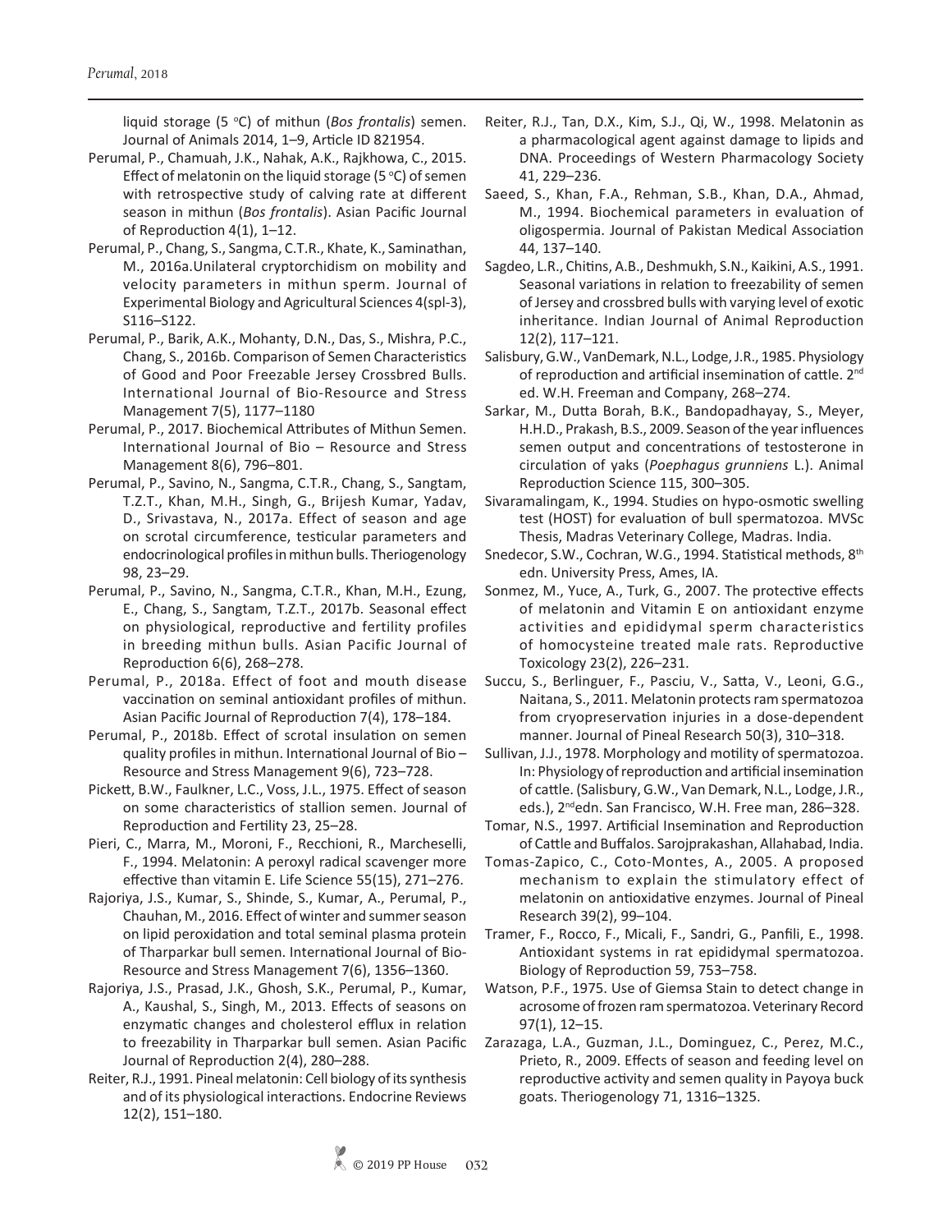liquid storage (5 °C) of mithun (*Bos frontalis*) semen. Journal of Animals 2014, 1–9, Article ID 821954.

Perumal, P., Chamuah, J.K., Nahak, A.K., Rajkhowa, C., 2015. Effect of melatonin on the liquid storage (5 °C) of semen with retrospective study of calving rate at different season in mithun (*Bos frontalis*). Asian Pacific Journal of Reproduction 4(1), 1–12.

Perumal, P., Chang, S., Sangma, C.T.R., Khate, K., Saminathan, M., 2016a.Unilateral cryptorchidism on mobility and velocity parameters in mithun sperm. Journal of Experimental Biology and Agricultural Sciences 4(spl-3), S116–S122.

Perumal, P., Barik, A.K., Mohanty, D.N., Das, S., Mishra, P.C., Chang, S., 2016b. Comparison of Semen Characteristics of Good and Poor Freezable Jersey Crossbred Bulls. International Journal of Bio-Resource and Stress Management 7(5), 1177–1180

Perumal, P., 2017. Biochemical Attributes of Mithun Semen. International Journal of Bio – Resource and Stress Management 8(6), 796–801.

Perumal, P., Savino, N., Sangma, C.T.R., Chang, S., Sangtam, T.Z.T., Khan, M.H., Singh, G., Brijesh Kumar, Yadav, D., Srivastava, N., 2017a. Effect of season and age on scrotal circumference, testicular parameters and endocrinological profiles in mithun bulls. Theriogenology 98, 23–29.

Perumal, P., Savino, N., Sangma, C.T.R., Khan, M.H., Ezung, E., Chang, S., Sangtam, T.Z.T., 2017b. Seasonal effect on physiological, reproductive and fertility profiles in breeding mithun bulls. Asian Pacific Journal of Reproduction 6(6), 268–278.

Perumal, P., 2018a. Effect of foot and mouth disease vaccination on seminal antioxidant profiles of mithun. Asian Pacific Journal of Reproduction 7(4), 178–184.

Perumal, P., 2018b. Effect of scrotal insulation on semen quality profiles in mithun. International Journal of Bio – Resource and Stress Management 9(6), 723–728.

Pickett, B.W., Faulkner, L.C., Voss, J.L., 1975. Effect of season on some characteristics of stallion semen. Journal of Reproduction and Fertility 23, 25–28.

Pieri, C., Marra, M., Moroni, F., Recchioni, R., Marcheselli, F., 1994. Melatonin: A peroxyl radical scavenger more effective than vitamin E. Life Science 55(15), 271–276.

Rajoriya, J.S., Kumar, S., Shinde, S., Kumar, A., Perumal, P., Chauhan, M., 2016. Effect of winter and summer season on lipid peroxidation and total seminal plasma protein of Tharparkar bull semen. International Journal of Bio-Resource and Stress Management 7(6), 1356–1360.

Rajoriya, J.S., Prasad, J.K., Ghosh, S.K., Perumal, P., Kumar, A., Kaushal, S., Singh, M., 2013. Effects of seasons on enzymatic changes and cholesterol efflux in relation to freezability in Tharparkar bull semen. Asian Pacific Journal of Reproduction 2(4), 280–288.

Reiter, R.J., 1991. Pineal melatonin: Cell biology of its synthesis and of its physiological interactions. Endocrine Reviews 12(2), 151–180.

Reiter, R.J., Tan, D.X., Kim, S.J., Qi, W., 1998. Melatonin as a pharmacological agent against damage to lipids and DNA. Proceedings of Western Pharmacology Society 41, 229–236.

Saeed, S., Khan, F.A., Rehman, S.B., Khan, D.A., Ahmad, M., 1994. Biochemical parameters in evaluation of oligospermia. Journal of Pakistan Medical Association 44, 137–140.

Sagdeo, L.R., Chitins, A.B., Deshmukh, S.N., Kaikini, A.S., 1991. Seasonal variations in relation to freezability of semen of Jersey and crossbred bulls with varying level of exotic inheritance. Indian Journal of Animal Reproduction 12(2), 117–121.

Salisbury, G.W., VanDemark, N.L., Lodge, J.R., 1985. Physiology of reproduction and artificial insemination of cattle. 2nd ed. W.H. Freeman and Company, 268–274.

Sarkar, M., Dutta Borah, B.K., Bandopadhayay, S., Meyer, H.H.D., Prakash, B.S., 2009. Season of the year influences semen output and concentrations of testosterone in circulation of yaks (*Poephagus grunniens* L.). Animal Reproduction Science 115, 300–305.

Sivaramalingam, K., 1994. Studies on hypo-osmotic swelling test (HOST) for evaluation of bull spermatozoa. MVSc Thesis, Madras Veterinary College, Madras. India.

Snedecor, S.W., Cochran, W.G., 1994. Statistical methods, 8th edn. University Press, Ames, IA.

Sonmez, M., Yuce, A., Turk, G., 2007. The protective effects of melatonin and Vitamin E on antioxidant enzyme activities and epididymal sperm characteristics of homocysteine treated male rats. Reproductive Toxicology 23(2), 226–231.

Succu, S., Berlinguer, F., Pasciu, V., Satta, V., Leoni, G.G., Naitana, S., 2011. Melatonin protects ram spermatozoa from cryopreservation injuries in a dose-dependent manner. Journal of Pineal Research 50(3), 310–318.

Sullivan, J.J., 1978. Morphology and motility of spermatozoa. In: Physiology of reproduction and artificial insemination of cattle. (Salisbury, G.W., Van Demark, N.L., Lodge, J.R., eds.), 2ndedn. San Francisco, W.H. Free man, 286–328.

Tomar, N.S., 1997. Artificial Insemination and Reproduction of Cattle and Buffalos. Sarojprakashan, Allahabad, India.

Tomas-Zapico, C., Coto-Montes, A., 2005. A proposed mechanism to explain the stimulatory effect of melatonin on antioxidative enzymes. Journal of Pineal Research 39(2), 99–104.

Tramer, F., Rocco, F., Micali, F., Sandri, G., Panfili, E., 1998. Antioxidant systems in rat epididymal spermatozoa. Biology of Reproduction 59, 753–758.

Watson, P.F., 1975. Use of Giemsa Stain to detect change in acrosome of frozen ram spermatozoa. Veterinary Record 97(1), 12–15.

Zarazaga, L.A., Guzman, J.L., Dominguez, C., Perez, M.C., Prieto, R., 2009. Effects of season and feeding level on reproductive activity and semen quality in Payoya buck goats. Theriogenology 71, 1316–1325.